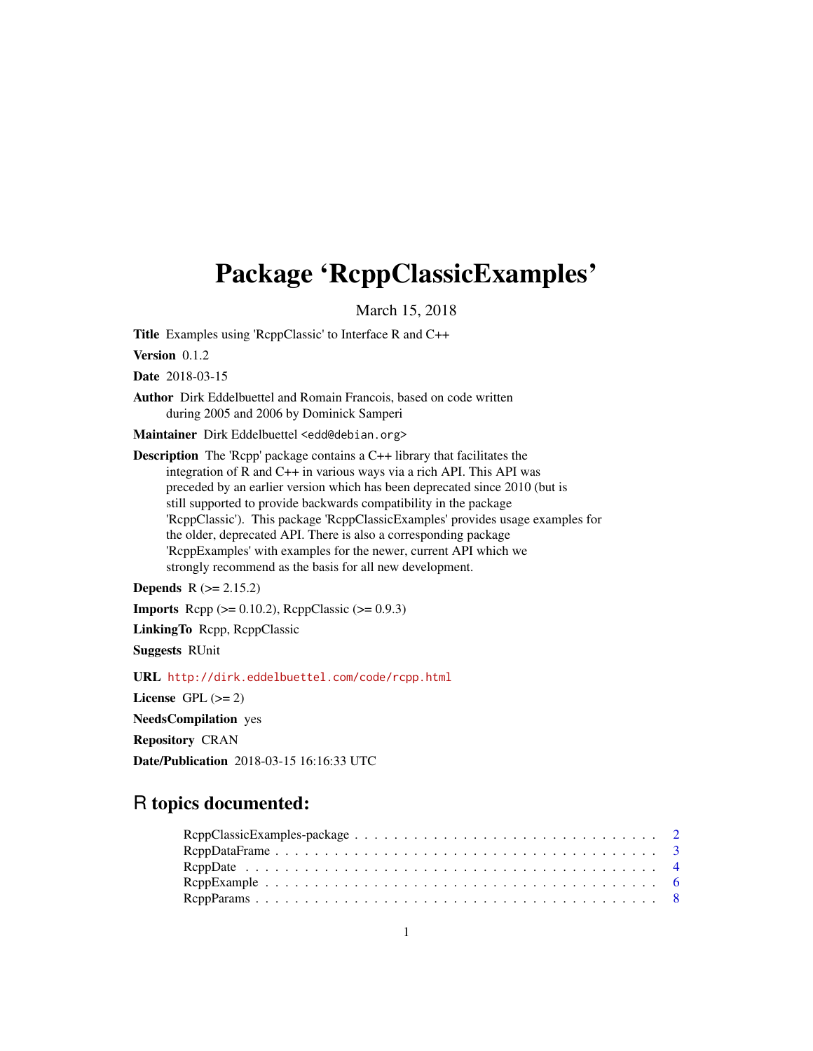# Package 'RcppClassicExamples'

March 15, 2018

**Title** Examples using 'RcppClassic' to Interface R and C++

**Version** 0.1.2

**Date** 2018-03-15

**Author** Dirk Eddelbuettel and Romain Francois, based on code written during 2005 and 2006 by Dominick Samperi

**Maintainer** Dirk Eddelbuettel <edd@debian.org>

**Description** The 'Rcpp' package contains a C++ library that facilitates the integration of R and C++ in various ways via a rich API. This API was preceded by an earlier version which has been deprecated since 2010 (but is still supported to provide backwards compatibility in the package 'RcppClassic'). This package 'RcppClassicExamples' provides usage examples for the older, deprecated API. There is also a corresponding package 'RcppExamples' with examples for the newer, current API which we strongly recommend as the basis for all new development.

**Depends** R (>= 2.15.2)

**Imports** Rcpp (>= 0.10.2), RcppClassic (>= 0.9.3)

**LinkingTo** Rcpp, RcppClassic

**Suggests** RUnit

**URL** http://dirk.eddelbuettel.com/code/rcpp.html

**License** GPL (>= 2)

**NeedsCompilation** yes

**Repository** CRAN

**Date/Publication** 2018-03-15 16:16:33 UTC

## R topics documented:

- RcppClassicExamples-package . . . . . . . . . . . . . . . . . . . . . . . . . . . . . 2
- RcppDataFrame . . . . . . . . . . . . . . . . . . . . . . . . . . . . . . . . . . . . 3
- RcppDate . . . . . . . . . . . . . . . . . . . . . . . . . . . . . . . . . . . . . . . 4
- RcppExample . . . . . . . . . . . . . . . . . . . . . . . . . . . . . . . . . . . . . 6
- RcppParams . . . . . . . . . . . . . . . . . . . . . . . . . . . . . . . . . . . . . . 8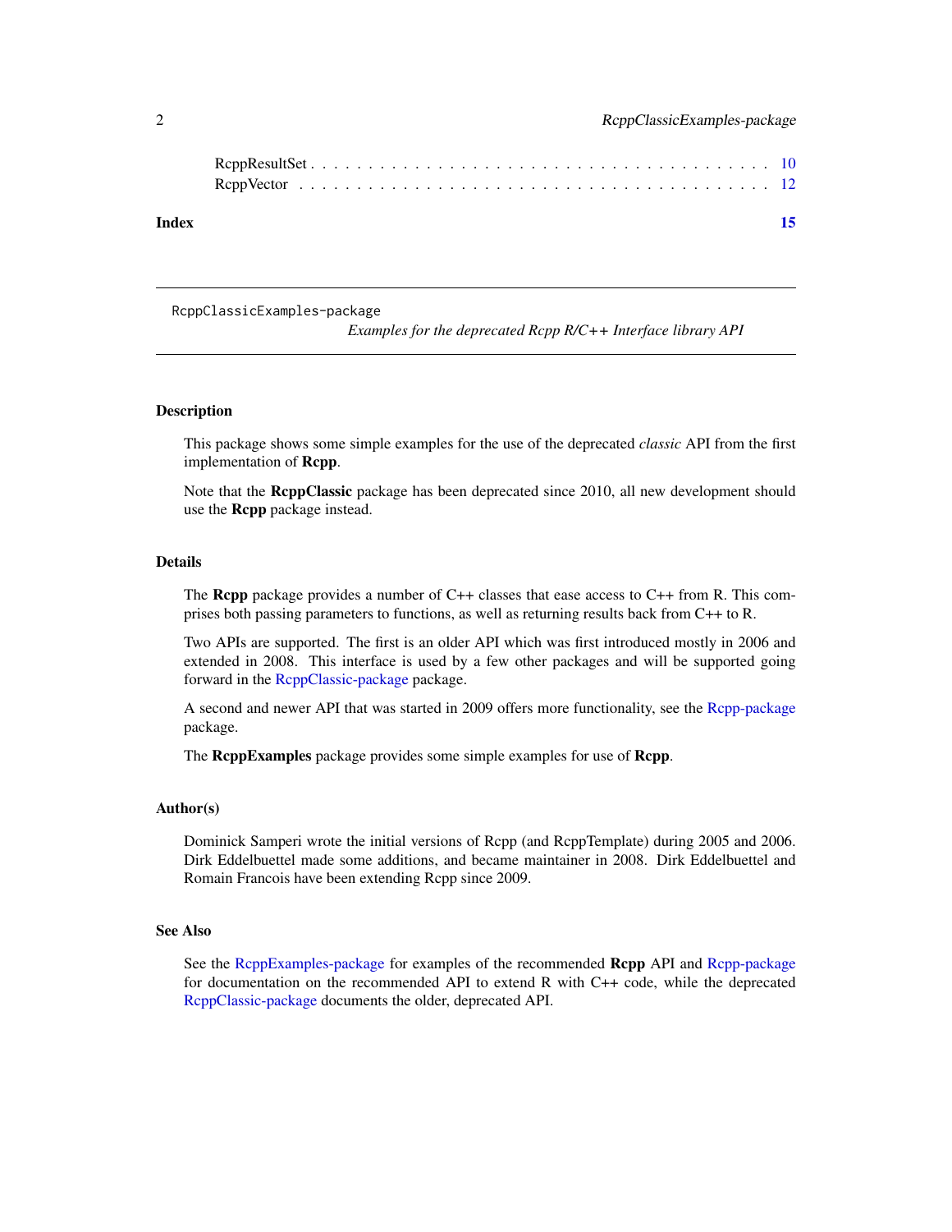RcppResultSet . . . . . . . . . . . . . . . . . . . . . . . . . . . . . . . . . . . . . . . . 10
RcppVector . . . . . . . . . . . . . . . . . . . . . . . . . . . . . . . . . . . . . . . . . 12

**Index** **15**

---

RcppClassicExamples-package

*Examples for the deprecated Rcpp R/C++ Interface library API*

---

### Description

This package shows some simple examples for the use of the deprecated *classic* API from the first implementation of **Rcpp**.

Note that the **RcppClassic** package has been deprecated since 2010, all new development should use the **Rcpp** package instead.

### Details

The **Rcpp** package provides a number of C++ classes that ease access to C++ from R. This comprises both passing parameters to functions, as well as returning results back from C++ to R.

Two APIs are supported. The first is an older API which was first introduced mostly in 2006 and extended in 2008. This interface is used by a few other packages and will be supported going forward in the RcppClassic-package package.

A second and newer API that was started in 2009 offers more functionality, see the Rcpp-package package.

The **RcppExamples** package provides some simple examples for use of **Rcpp**.

### Author(s)

Dominick Samperi wrote the initial versions of Rcpp (and RcppTemplate) during 2005 and 2006. Dirk Eddelbuettel made some additions, and became maintainer in 2008. Dirk Eddelbuettel and Romain Francois have been extending Rcpp since 2009.

### See Also

See the RcppExamples-package for examples of the recommended **Rcpp** API and Rcpp-package for documentation on the recommended API to extend R with C++ code, while the deprecated RcppClassic-package documents the older, deprecated API.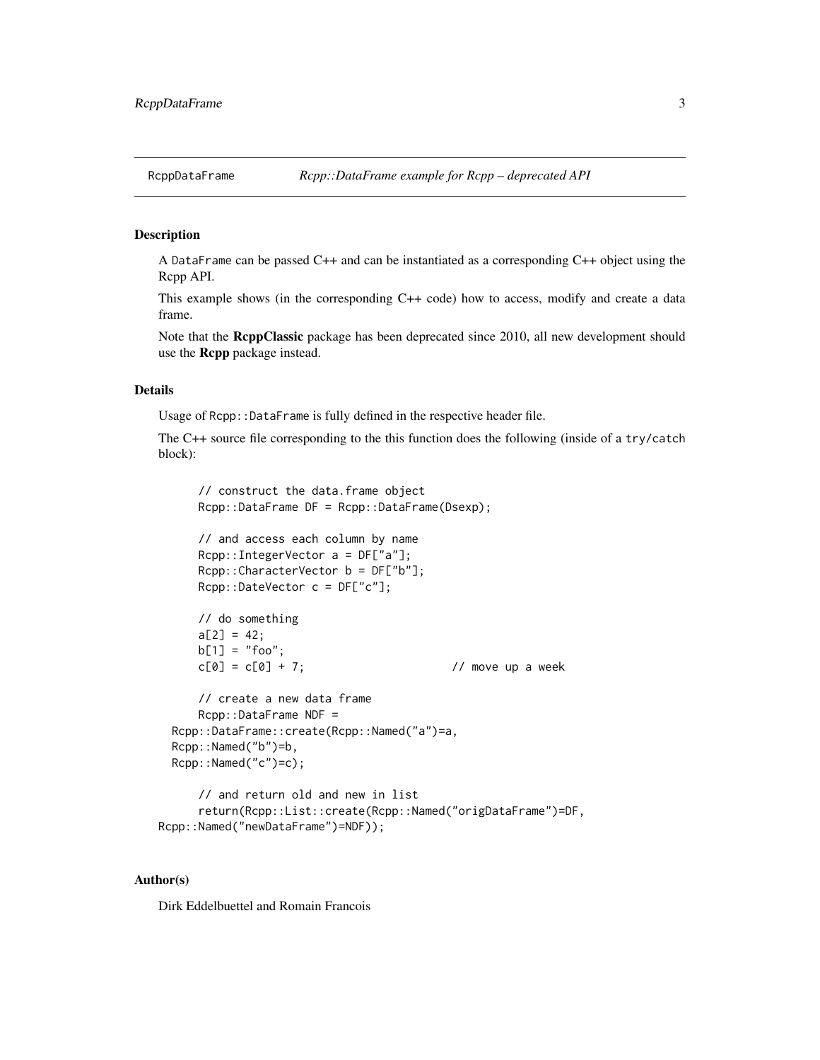RcppDataFrame *Rcpp::DataFrame example for Rcpp – deprecated API*

## Description

A DataFrame can be passed C++ and can be instantiated as a corresponding C++ object using the Rcpp API.

This example shows (in the corresponding C++ code) how to access, modify and create a data frame.

Note that the **RcppClassic** package has been deprecated since 2010, all new development should use the **Rcpp** package instead.

## Details

Usage of Rcpp::DataFrame is fully defined in the respective header file.

The C++ source file corresponding to the this function does the following (inside of a try/catch block):

```
      // construct the data.frame object
      Rcpp::DataFrame DF = Rcpp::DataFrame(Dsexp);

      // and access each column by name
      Rcpp::IntegerVector a = DF["a"];
      Rcpp::CharacterVector b = DF["b"];
      Rcpp::DateVector c = DF["c"];

      // do something
      a[2] = 42;
      b[1] = "foo";
      c[0] = c[0] + 7;                      // move up a week

      // create a new data frame
      Rcpp::DataFrame NDF =
  Rcpp::DataFrame::create(Rcpp::Named("a")=a,
  Rcpp::Named("b")=b,
  Rcpp::Named("c")=c);

      // and return old and new in list
      return(Rcpp::List::create(Rcpp::Named("origDataFrame")=DF,
Rcpp::Named("newDataFrame")=NDF));
```

## Author(s)

Dirk Eddelbuettel and Romain Francois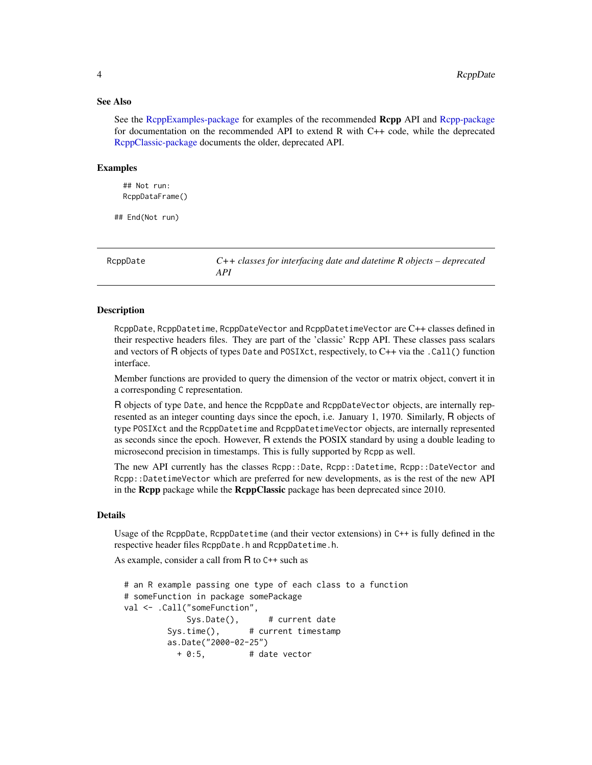### See Also

See the RcppExamples-package for examples of the recommended **Rcpp** API and Rcpp-package for documentation on the recommended API to extend R with C++ code, while the deprecated RcppClassic-package documents the older, deprecated API.

### Examples

```
## Not run:
RcppDataFrame()

## End(Not run)
```

---

`RcppDate` *C++ classes for interfacing date and datetime R objects – deprecated API*

---

### Description

`RcppDate`, `RcppDatetime`, `RcppDateVector` and `RcppDatetimeVector` are C++ classes defined in their respective headers files. They are part of the 'classic' Rcpp API. These classes pass scalars and vectors of R objects of types `Date` and `POSIXct`, respectively, to C++ via the `.Call()` function interface.

Member functions are provided to query the dimension of the vector or matrix object, convert it in a corresponding `C` representation.

R objects of type `Date`, and hence the `RcppDate` and `RcppDateVector` objects, are internally represented as an integer counting days since the epoch, i.e. January 1, 1970. Similarly, R objects of type `POSIXct` and the `RcppDatetime` and `RcppDatetimeVector` objects, are internally represented as seconds since the epoch. However, R extends the POSIX standard by using a double leading to microsecond precision in timestamps. This is fully supported by `Rcpp` as well.

The new API currently has the classes `Rcpp::Date`, `Rcpp::Datetime`, `Rcpp::DateVector` and `Rcpp::DatetimeVector` which are preferred for new developments, as is the rest of the new API in the **Rcpp** package while the **RcppClassic** package has been deprecated since 2010.

### Details

Usage of the `RcppDate`, `RcppDatetime` (and their vector extensions) in `C++` is fully defined in the respective header files `RcppDate.h` and `RcppDatetime.h`.

As example, consider a call from R to `C++` such as

```
# an R example passing one type of each class to a function
# someFunction in package somePackage
val <- .Call("someFunction",
             Sys.Date(),      # current date
         Sys.time(),      # current timestamp
         as.Date("2000-02-25")
           + 0:5,         # date vector
```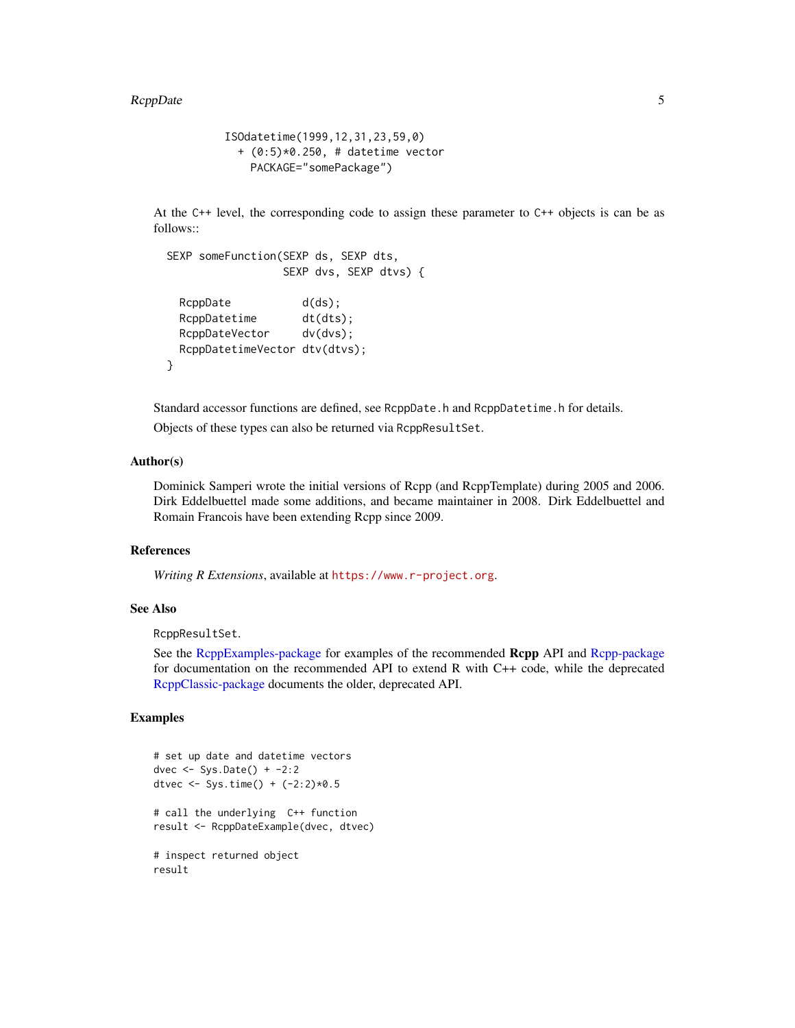```
            ISOdatetime(1999,12,31,23,59,0)
              + (0:5)*0.250, # datetime vector
                PACKAGE="somePackage")
```

At the C++ level, the corresponding code to assign these parameter to C++ objects is can be as follows::

```
SEXP someFunction(SEXP ds, SEXP dts,
                  SEXP dvs, SEXP dtvs) {

  RcppDate           d(ds);
  RcppDatetime       dt(dts);
  RcppDateVector     dv(dvs);
  RcppDatetimeVector dtv(dtvs);
}
```

Standard accessor functions are defined, see `RcppDate.h` and `RcppDatetime.h` for details.

Objects of these types can also be returned via `RcppResultSet`.

### Author(s)

Dominick Samperi wrote the initial versions of Rcpp (and RcppTemplate) during 2005 and 2006. Dirk Eddelbuettel made some additions, and became maintainer in 2008. Dirk Eddelbuettel and Romain Francois have been extending Rcpp since 2009.

### References

*Writing R Extensions*, available at https://www.r-project.org.

### See Also

`RcppResultSet`.

See the RcppExamples-package for examples of the recommended **Rcpp** API and Rcpp-package for documentation on the recommended API to extend R with C++ code, while the deprecated RcppClassic-package documents the older, deprecated API.

### Examples

```
# set up date and datetime vectors
dvec <- Sys.Date() + -2:2
dtvec <- Sys.time() + (-2:2)*0.5

# call the underlying  C++ function
result <- RcppDateExample(dvec, dtvec)

# inspect returned object
result
```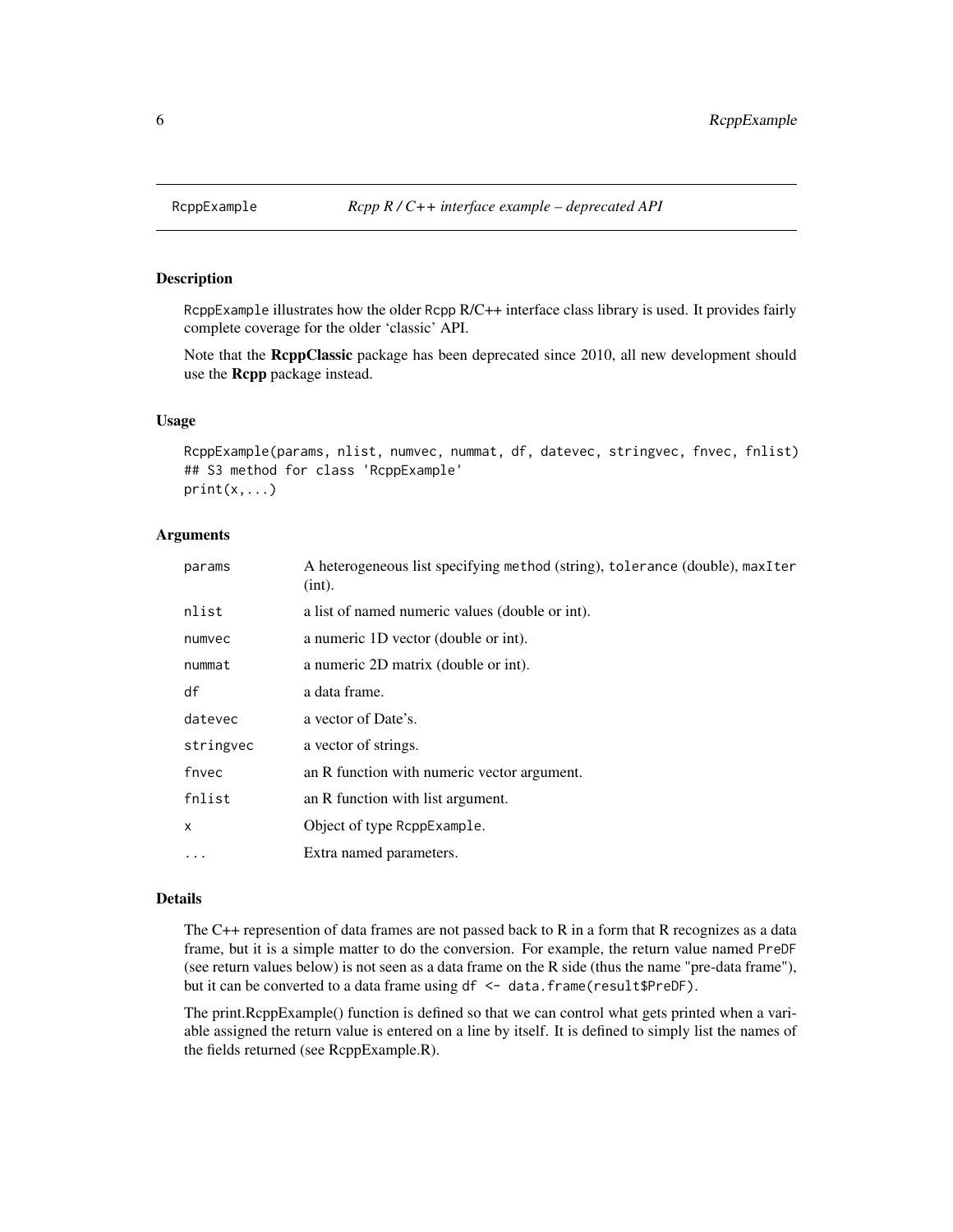RcppExample *Rcpp R / C++ interface example – deprecated API*

## Description

RcppExample illustrates how the older Rcpp R/C++ interface class library is used. It provides fairly complete coverage for the older 'classic' API.

Note that the **RcppClassic** package has been deprecated since 2010, all new development should use the **Rcpp** package instead.

## Usage

```
RcppExample(params, nlist, numvec, nummat, df, datevec, stringvec, fnvec, fnlist)
## S3 method for class 'RcppExample'
print(x,...)
```

## Arguments

| | |
|---|---|
| params | A heterogeneous list specifying method (string), tolerance (double), maxIter (int). |
| nlist | a list of named numeric values (double or int). |
| numvec | a numeric 1D vector (double or int). |
| nummat | a numeric 2D matrix (double or int). |
| df | a data frame. |
| datevec | a vector of Date's. |
| stringvec | a vector of strings. |
| fnvec | an R function with numeric vector argument. |
| fnlist | an R function with list argument. |
| x | Object of type RcppExample. |
| ... | Extra named parameters. |

## Details

The C++ represention of data frames are not passed back to R in a form that R recognizes as a data frame, but it is a simple matter to do the conversion. For example, the return value named PreDF (see return values below) is not seen as a data frame on the R side (thus the name "pre-data frame"), but it can be converted to a data frame using `df <- data.frame(result$PreDF)`.

The print.RcppExample() function is defined so that we can control what gets printed when a variable assigned the return value is entered on a line by itself. It is defined to simply list the names of the fields returned (see RcppExample.R).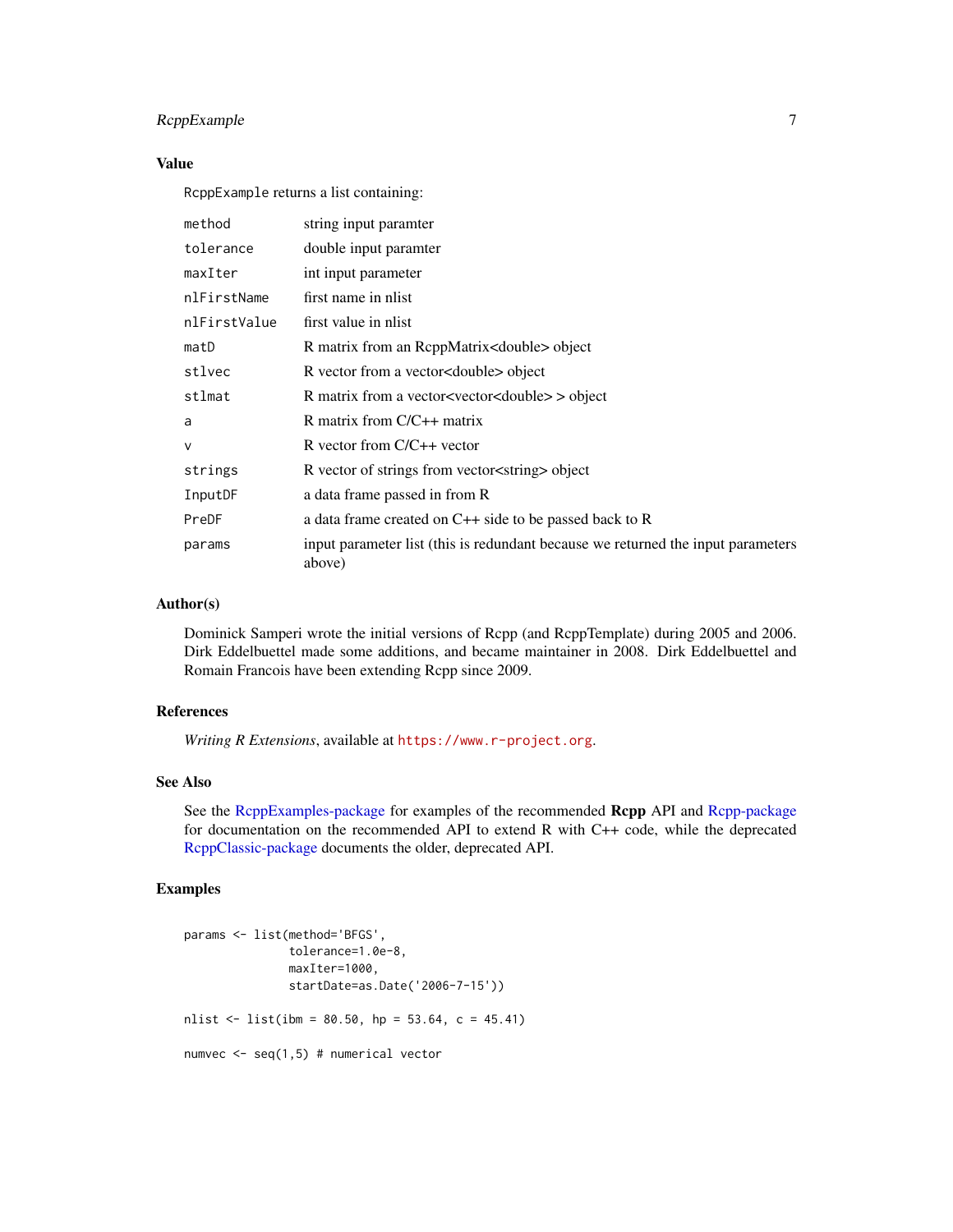### Value

RcppExample returns a list containing:

| | |
|---|---|
| method | string input paramter |
| tolerance | double input paramter |
| maxIter | int input parameter |
| nlFirstName | first name in nlist |
| nlFirstValue | first value in nlist |
| matD | R matrix from an RcppMatrix<double> object |
| stlvec | R vector from a vector<double> object |
| stlmat | R matrix from a vector<vector<double> > object |
| a | R matrix from C/C++ matrix |
| v | R vector from C/C++ vector |
| strings | R vector of strings from vector<string> object |
| InputDF | a data frame passed in from R |
| PreDF | a data frame created on C++ side to be passed back to R |
| params | input parameter list (this is redundant because we returned the input parameters above) |

### Author(s)

Dominick Samperi wrote the initial versions of Rcpp (and RcppTemplate) during 2005 and 2006. Dirk Eddelbuettel made some additions, and became maintainer in 2008. Dirk Eddelbuettel and Romain Francois have been extending Rcpp since 2009.

### References

*Writing R Extensions*, available at https://www.r-project.org.

### See Also

See the RcppExamples-package for examples of the recommended **Rcpp** API and Rcpp-package for documentation on the recommended API to extend R with C++ code, while the deprecated RcppClassic-package documents the older, deprecated API.

### Examples

```
params <- list(method='BFGS',
               tolerance=1.0e-8,
               maxIter=1000,
               startDate=as.Date('2006-7-15'))

nlist <- list(ibm = 80.50, hp = 53.64, c = 45.41)

numvec <- seq(1,5) # numerical vector
```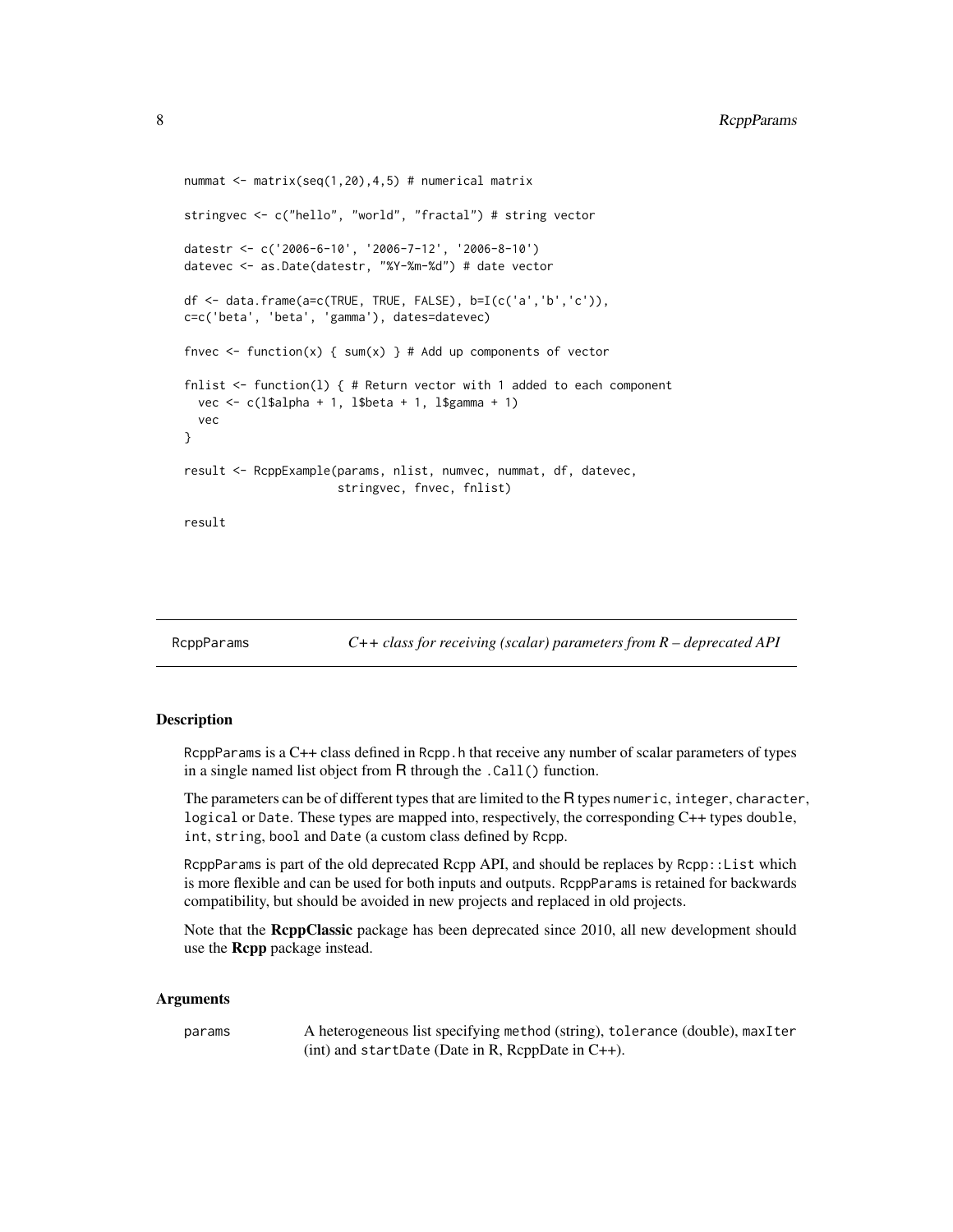```
nummat <- matrix(seq(1,20),4,5) # numerical matrix

stringvec <- c("hello", "world", "fractal") # string vector

datestr <- c('2006-6-10', '2006-7-12', '2006-8-10')
datevec <- as.Date(datestr, "%Y-%m-%d") # date vector

df <- data.frame(a=c(TRUE, TRUE, FALSE), b=I(c('a','b','c')),
c=c('beta', 'beta', 'gamma'), dates=datevec)

fnvec <- function(x) { sum(x) } # Add up components of vector

fnlist <- function(l) { # Return vector with 1 added to each component
  vec <- c(l$alpha + 1, l$beta + 1, l$gamma + 1)
  vec
}

result <- RcppExample(params, nlist, numvec, nummat, df, datevec,
                      stringvec, fnvec, fnlist)

result
```

---

RcppParams — *C++ class for receiving (scalar) parameters from R – deprecated API*

---

## Description

RcppParams is a C++ class defined in Rcpp.h that receive any number of scalar parameters of types in a single named list object from R through the .Call() function.

The parameters can be of different types that are limited to the R types numeric, integer, character, logical or Date. These types are mapped into, respectively, the corresponding C++ types double, int, string, bool and Date (a custom class defined by Rcpp.

RcppParams is part of the old deprecated Rcpp API, and should be replaces by Rcpp::List which is more flexible and can be used for both inputs and outputs. RcppParams is retained for backwards compatibility, but should be avoided in new projects and replaced in old projects.

Note that the **RcppClassic** package has been deprecated since 2010, all new development should use the **Rcpp** package instead.

## Arguments

| | |
|---|---|
| params | A heterogeneous list specifying method (string), tolerance (double), maxIter (int) and startDate (Date in R, RcppDate in C++). |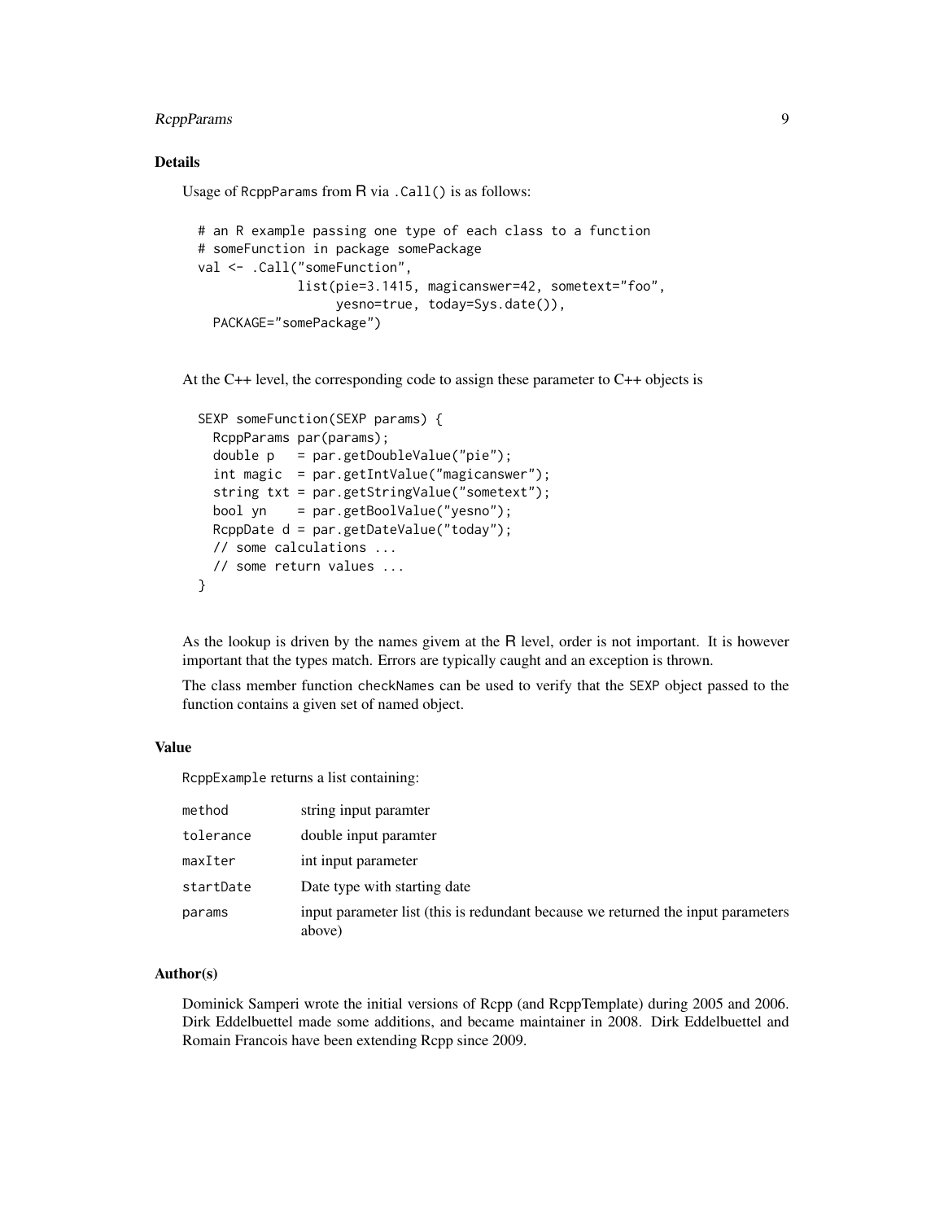### Details

Usage of RcppParams from R via .Call() is as follows:

```
# an R example passing one type of each class to a function
# someFunction in package somePackage
val <- .Call("someFunction",
             list(pie=3.1415, magicanswer=42, sometext="foo",
                  yesno=true, today=Sys.date()),
  PACKAGE="somePackage")
```

At the C++ level, the corresponding code to assign these parameter to C++ objects is

```
SEXP someFunction(SEXP params) {
  RcppParams par(params);
  double p   = par.getDoubleValue("pie");
  int magic  = par.getIntValue("magicanswer");
  string txt = par.getStringValue("sometext");
  bool yn    = par.getBoolValue("yesno");
  RcppDate d = par.getDateValue("today");
  // some calculations ...
  // some return values ...
}
```

As the lookup is driven by the names givem at the R level, order is not important. It is however important that the types match. Errors are typically caught and an exception is thrown.

The class member function checkNames can be used to verify that the SEXP object passed to the function contains a given set of named object.

### Value

RcppExample returns a list containing:

| | |
|---|---|
| method | string input paramter |
| tolerance | double input paramter |
| maxIter | int input parameter |
| startDate | Date type with starting date |
| params | input parameter list (this is redundant because we returned the input parameters above) |

### Author(s)

Dominick Samperi wrote the initial versions of Rcpp (and RcppTemplate) during 2005 and 2006. Dirk Eddelbuettel made some additions, and became maintainer in 2008. Dirk Eddelbuettel and Romain Francois have been extending Rcpp since 2009.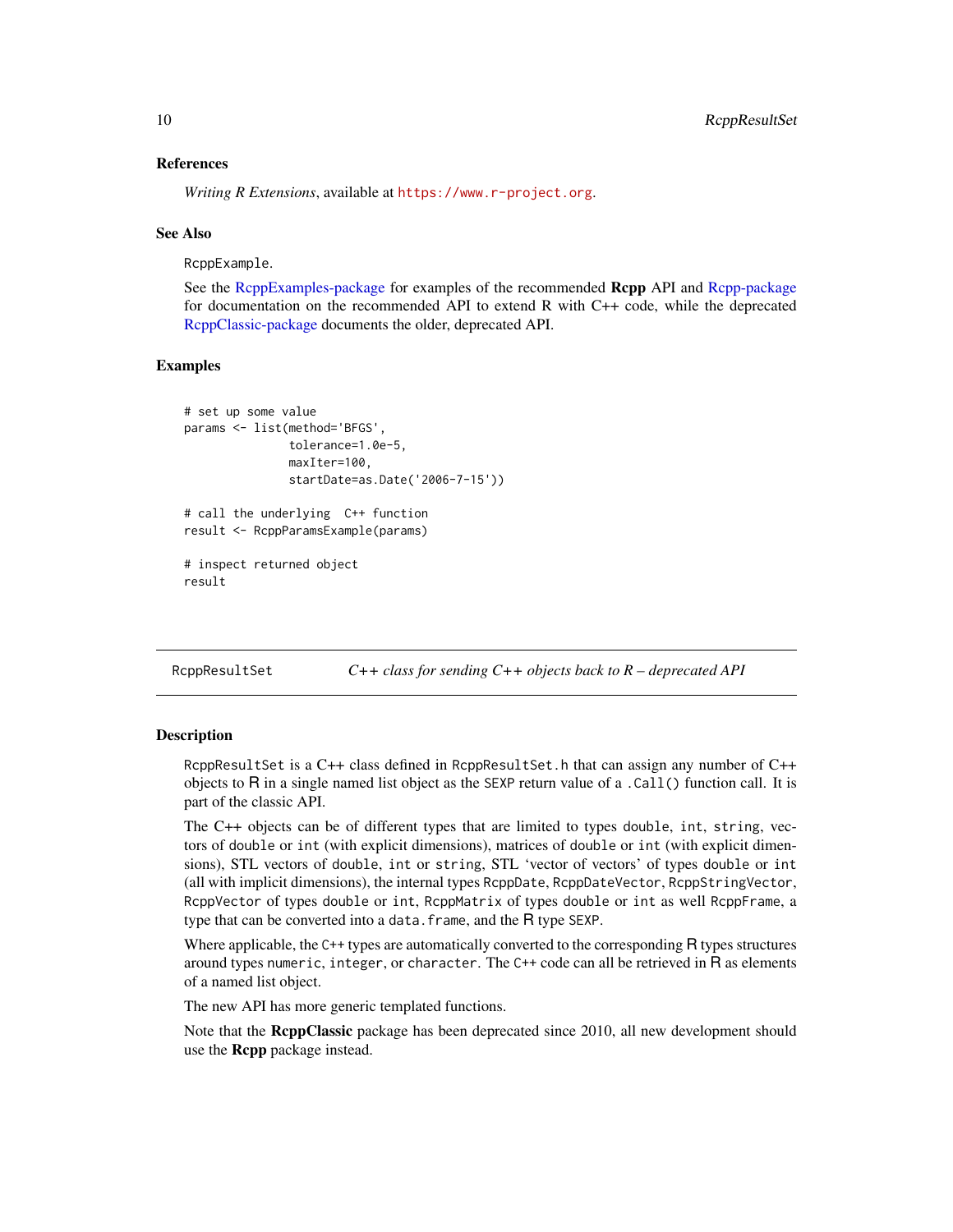### References

*Writing R Extensions*, available at https://www.r-project.org.

### See Also

`RcppExample`.

See the RcppExamples-package for examples of the recommended **Rcpp** API and Rcpp-package for documentation on the recommended API to extend R with C++ code, while the deprecated RcppClassic-package documents the older, deprecated API.

### Examples

```
# set up some value
params <- list(method='BFGS',
               tolerance=1.0e-5,
               maxIter=100,
               startDate=as.Date('2006-7-15'))

# call the underlying  C++ function
result <- RcppParamsExample(params)

# inspect returned object
result
```

---

## RcppResultSet — *C++ class for sending C++ objects back to R – deprecated API*

---

### Description

`RcppResultSet` is a C++ class defined in `RcppResultSet.h` that can assign any number of C++ objects to R in a single named list object as the `SEXP` return value of a `.Call()` function call. It is part of the classic API.

The C++ objects can be of different types that are limited to types `double`, `int`, `string`, vectors of `double` or `int` (with explicit dimensions), matrices of `double` or `int` (with explicit dimensions), STL vectors of `double`, `int` or `string`, STL 'vector of vectors' of types `double` or `int` (all with implicit dimensions), the internal types `RcppDate`, `RcppDateVector`, `RcppStringVector`, `RcppVector` of types `double` or `int`, `RcppMatrix` of types `double` or `int` as well `RcppFrame`, a type that can be converted into a `data.frame`, and the R type `SEXP`.

Where applicable, the `C++` types are automatically converted to the corresponding R types structures around types `numeric`, `integer`, or `character`. The `C++` code can all be retrieved in R as elements of a named list object.

The new API has more generic templated functions.

Note that the **RcppClassic** package has been deprecated since 2010, all new development should use the **Rcpp** package instead.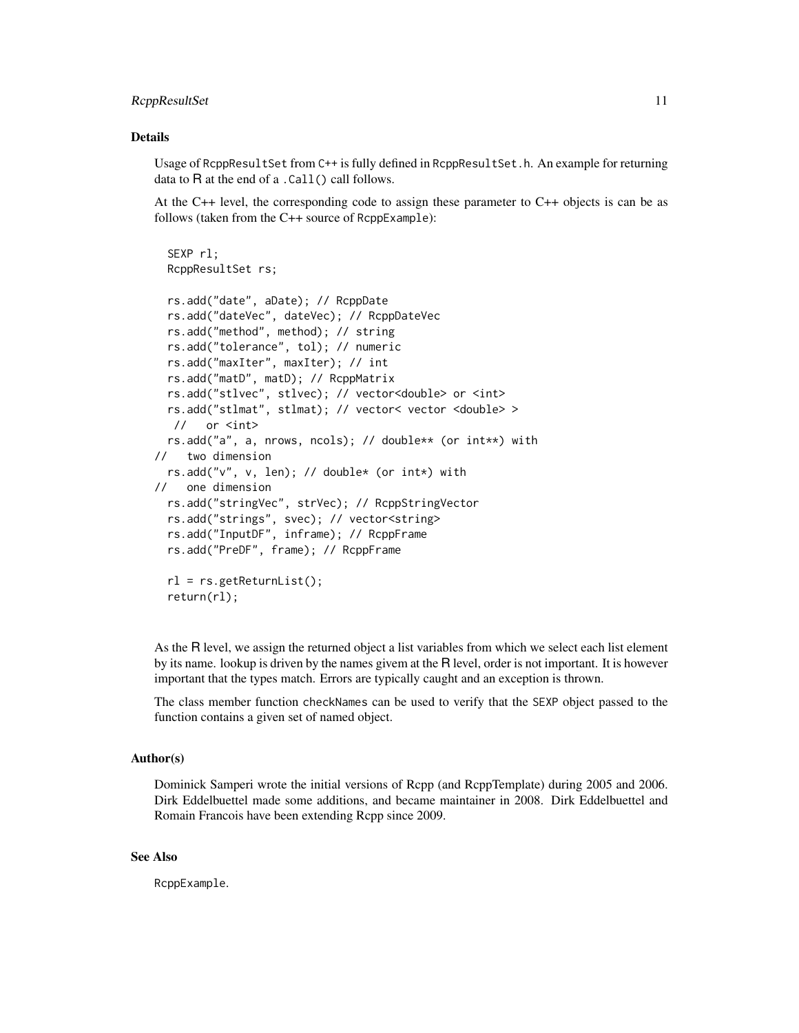## Details

Usage of `RcppResultSet` from `C++` is fully defined in `RcppResultSet.h`. An example for returning data to R at the end of a `.Call()` call follows.

At the C++ level, the corresponding code to assign these parameter to C++ objects is can be as follows (taken from the C++ source of `RcppExample`):

```
  SEXP rl;
  RcppResultSet rs;

  rs.add("date", aDate); // RcppDate
  rs.add("dateVec", dateVec); // RcppDateVec
  rs.add("method", method); // string
  rs.add("tolerance", tol); // numeric
  rs.add("maxIter", maxIter); // int
  rs.add("matD", matD); // RcppMatrix
  rs.add("stlvec", stlvec); // vector<double> or <int>
  rs.add("stlmat", stlmat); // vector< vector <double> >
   //   or <int>
  rs.add("a", a, nrows, ncols); // double** (or int**) with
//   two dimension
  rs.add("v", v, len); // double* (or int*) with
//   one dimension
  rs.add("stringVec", strVec); // RcppStringVector
  rs.add("strings", svec); // vector<string>
  rs.add("InputDF", inframe); // RcppFrame
  rs.add("PreDF", frame); // RcppFrame

  rl = rs.getReturnList();
  return(rl);
```

As the R level, we assign the returned object a list variables from which we select each list element by its name. lookup is driven by the names givem at the R level, order is not important. It is however important that the types match. Errors are typically caught and an exception is thrown.

The class member function `checkNames` can be used to verify that the `SEXP` object passed to the function contains a given set of named object.

## Author(s)

Dominick Samperi wrote the initial versions of Rcpp (and RcppTemplate) during 2005 and 2006. Dirk Eddelbuettel made some additions, and became maintainer in 2008. Dirk Eddelbuettel and Romain Francois have been extending Rcpp since 2009.

## See Also

`RcppExample`.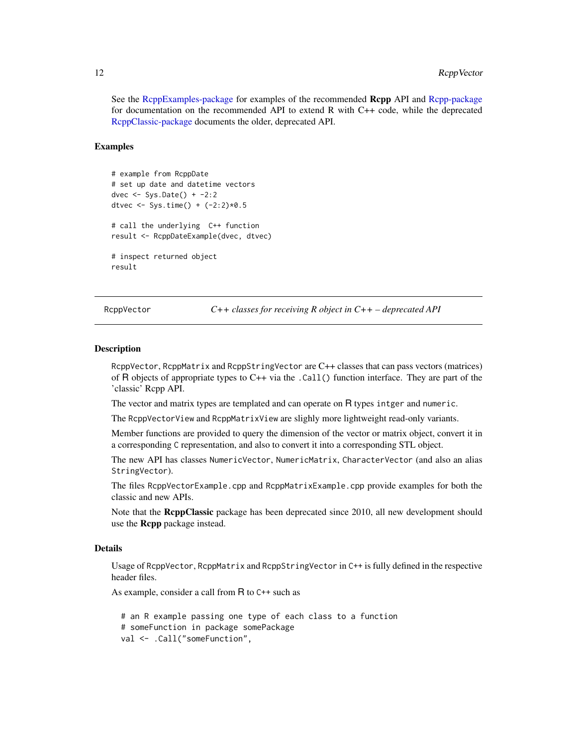See the RcppExamples-package for examples of the recommended **Rcpp** API and Rcpp-package for documentation on the recommended API to extend R with C++ code, while the deprecated RcppClassic-package documents the older, deprecated API.

### Examples

```
# example from RcppDate
# set up date and datetime vectors
dvec <- Sys.Date() + -2:2
dtvec <- Sys.time() + (-2:2)*0.5

# call the underlying  C++ function
result <- RcppDateExample(dvec, dtvec)

# inspect returned object
result
```

---

## RcppVector — *C++ classes for receiving R object in C++ – deprecated API*

---

### Description

`RcppVector`, `RcppMatrix` and `RcppStringVector` are C++ classes that can pass vectors (matrices) of R objects of appropriate types to C++ via the `.Call()` function interface. They are part of the 'classic' Rcpp API.

The vector and matrix types are templated and can operate on R types `intger` and `numeric`.

The `RcppVectorView` and `RcppMatrixView` are slighly more lightweight read-only variants.

Member functions are provided to query the dimension of the vector or matrix object, convert it in a corresponding `C` representation, and also to convert it into a corresponding STL object.

The new API has classes `NumericVector`, `NumericMatrix`, `CharacterVector` (and also an alias `StringVector`).

The files `RcppVectorExample.cpp` and `RcppMatrixExample.cpp` provide examples for both the classic and new APIs.

Note that the **RcppClassic** package has been deprecated since 2010, all new development should use the **Rcpp** package instead.

### Details

Usage of `RcppVector`, `RcppMatrix` and `RcppStringVector` in `C++` is fully defined in the respective header files.

As example, consider a call from R to `C++` such as

```
  # an R example passing one type of each class to a function
  # someFunction in package somePackage
  val <- .Call("someFunction",
```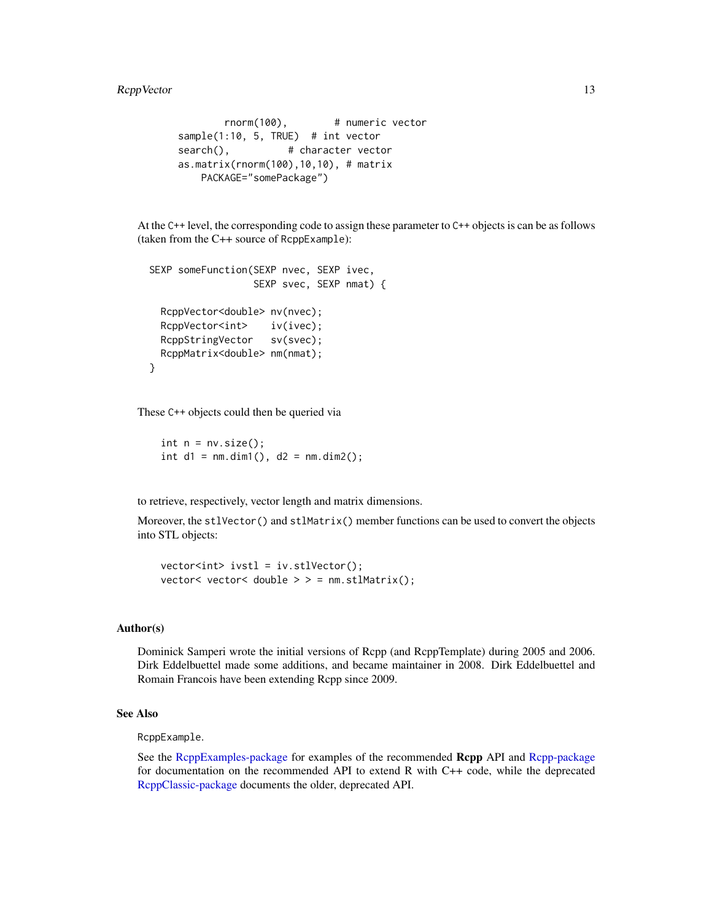```
            rnorm(100),         # numeric vector
    sample(1:10, 5, TRUE)  # int vector
    search(),           # character vector
    as.matrix(rnorm(100),10,10), # matrix
        PACKAGE="somePackage")
```

At the C++ level, the corresponding code to assign these parameter to C++ objects is can be as follows (taken from the C++ source of RcppExample):

```
SEXP someFunction(SEXP nvec, SEXP ivec,
                  SEXP svec, SEXP nmat) {

  RcppVector<double> nv(nvec);
  RcppVector<int>    iv(ivec);
  RcppStringVector   sv(svec);
  RcppMatrix<double> nm(nmat);
}
```

These C++ objects could then be queried via

```
int n = nv.size();
int d1 = nm.dim1(), d2 = nm.dim2();
```

to retrieve, respectively, vector length and matrix dimensions.

Moreover, the stlVector() and stlMatrix() member functions can be used to convert the objects into STL objects:

```
vector<int> ivstl = iv.stlVector();
vector< vector< double > > = nm.stlMatrix();
```

## Author(s)

Dominick Samperi wrote the initial versions of Rcpp (and RcppTemplate) during 2005 and 2006. Dirk Eddelbuettel made some additions, and became maintainer in 2008. Dirk Eddelbuettel and Romain Francois have been extending Rcpp since 2009.

## See Also

RcppExample.

See the RcppExamples-package for examples of the recommended **Rcpp** API and Rcpp-package for documentation on the recommended API to extend R with C++ code, while the deprecated RcppClassic-package documents the older, deprecated API.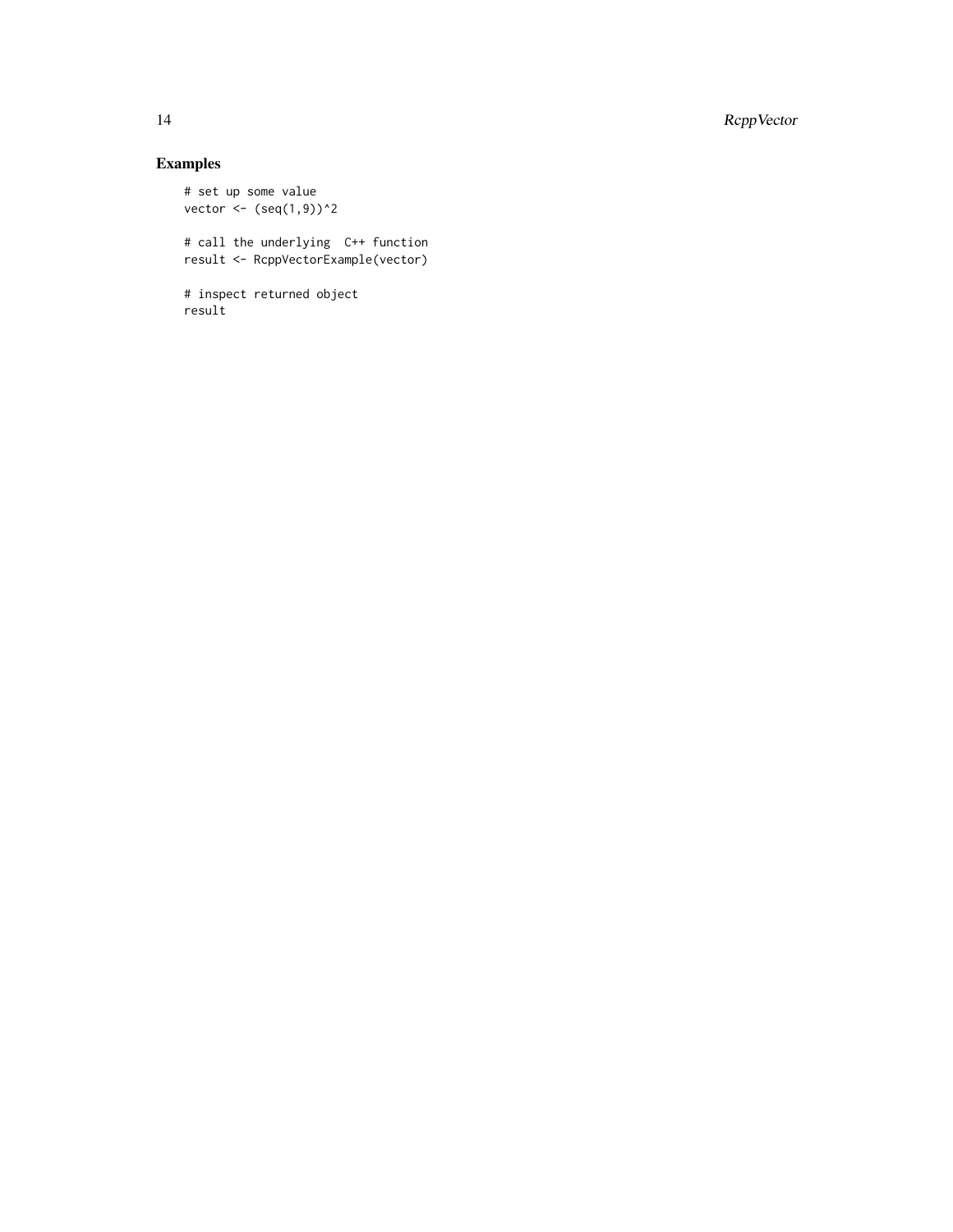## Examples

```
# set up some value
vector <- (seq(1,9))^2

# call the underlying  C++ function
result <- RcppVectorExample(vector)

# inspect returned object
result
```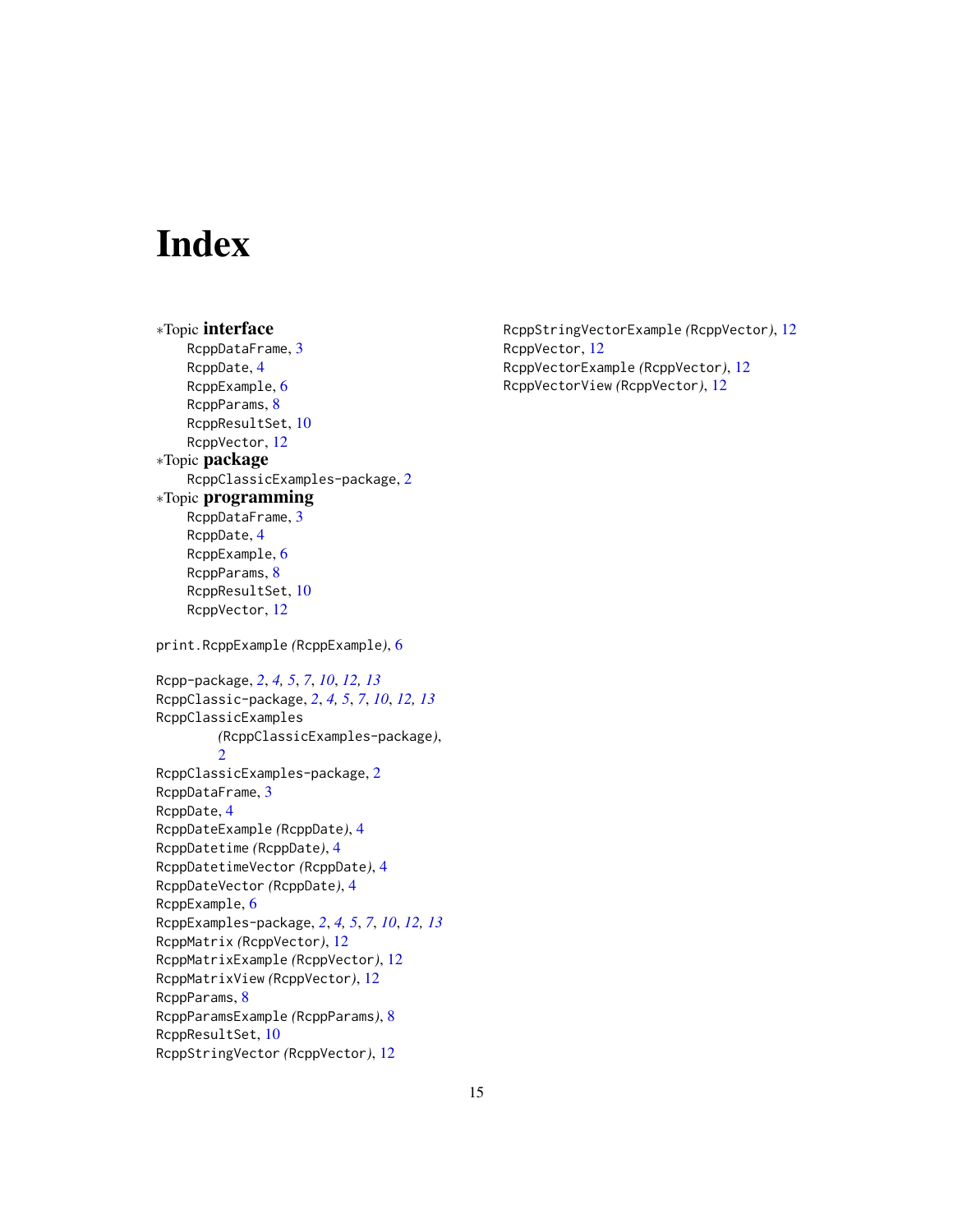# Index

*Topic **interface**
- RcppDataFrame, 3
- RcppDate, 4
- RcppExample, 6
- RcppParams, 8
- RcppResultSet, 10
- RcppVector, 12

*Topic **package**
- RcppClassicExamples-package, 2

*Topic **programming**
- RcppDataFrame, 3
- RcppDate, 4
- RcppExample, 6
- RcppParams, 8
- RcppResultSet, 10
- RcppVector, 12

print.RcppExample *(*RcppExample*)*, 6

Rcpp-package, *2*, *4, 5*, *7*, *10*, *12, 13*
RcppClassic-package, *2*, *4, 5*, *7*, *10*, *12, 13*
RcppClassicExamples *(*RcppClassicExamples-package*)*, 2
RcppClassicExamples-package, 2
RcppDataFrame, 3
RcppDate, 4
RcppDateExample *(*RcppDate*)*, 4
RcppDatetime *(*RcppDate*)*, 4
RcppDatetimeVector *(*RcppDate*)*, 4
RcppDateVector *(*RcppDate*)*, 4
RcppExample, 6
RcppExamples-package, *2*, *4, 5*, *7*, *10*, *12, 13*
RcppMatrix *(*RcppVector*)*, 12
RcppMatrixExample *(*RcppVector*)*, 12
RcppMatrixView *(*RcppVector*)*, 12
RcppParams, 8
RcppParamsExample *(*RcppParams*)*, 8
RcppResultSet, 10
RcppStringVector *(*RcppVector*)*, 12
RcppStringVectorExample *(*RcppVector*)*, 12
RcppVector, 12
RcppVectorExample *(*RcppVector*)*, 12
RcppVectorView *(*RcppVector*)*, 12